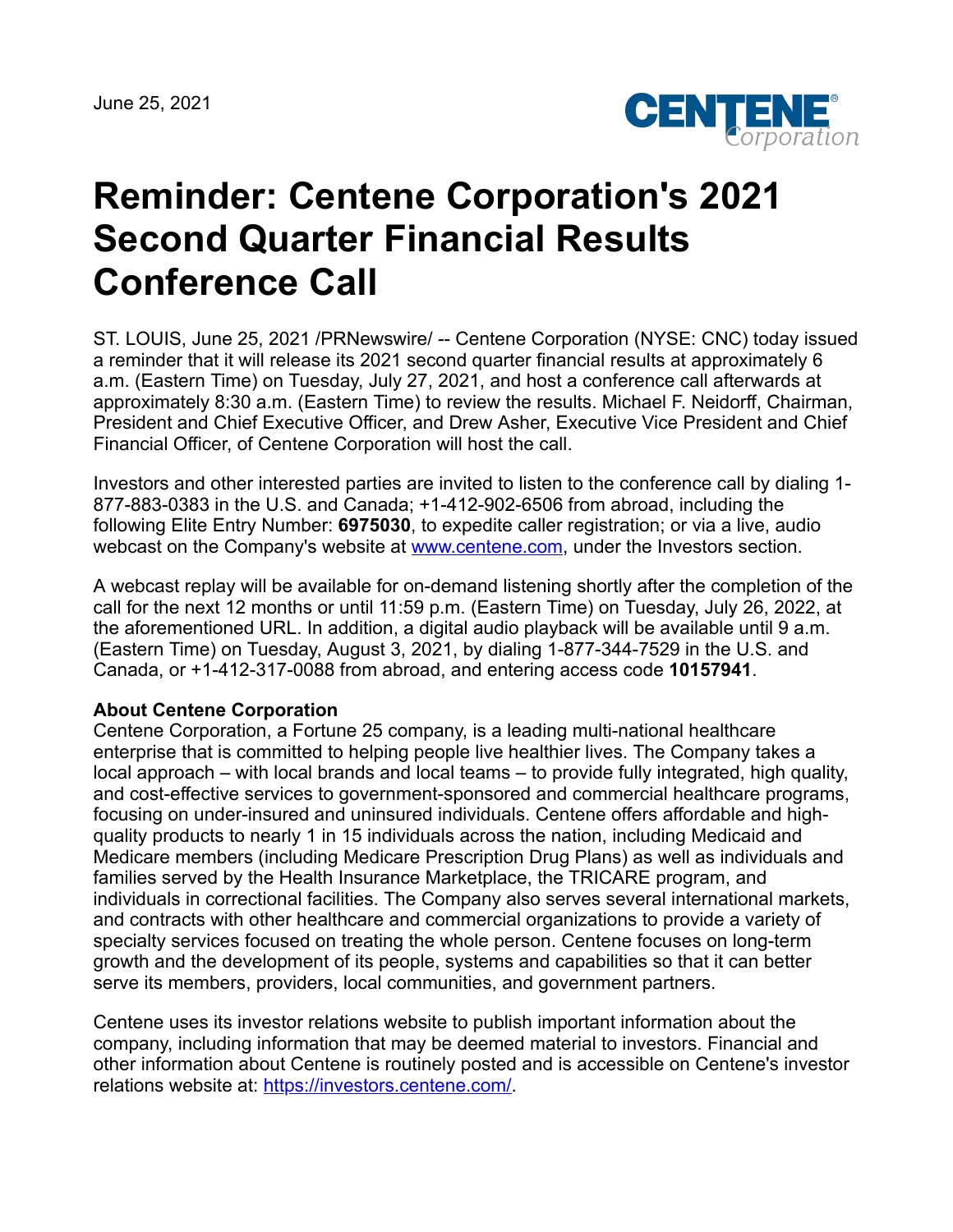June 25, 2021

# Reminder: Centene Corporation's 2021 Second Quarter Financial Results Conference Call

ST. LOUIS, June 25, 2021 /PRNewswire/ -- Centene Corporation (NYSE: CNC) today issued a reminder that it will release its 2021 second quarter financial results at approximately 6 a.m. (Eastern Time) on Tuesday, July 27, 2021, and host a conference call afterwards at approximately 8:30 a.m. (Eastern Time) to review the results. Michael F. Neidorff, Chairman, President and Chief Executive Officer, and Drew Asher, Executive Vice President and Chief Financial Officer, of Centene Corporation will host the call.

Investors and other interested parties are invited to listen to the conference call by dialing 1-877-883-0383 in the U.S. and Canada; +1-412-902-6506 from abroad, including the following Elite Entry Number: **6975030**, to expedite caller registration; or via a live, audio webcast on the Company's website at www.centene.com, under the Investors section.

A webcast replay will be available for on-demand listening shortly after the completion of the call for the next 12 months or until 11:59 p.m. (Eastern Time) on Tuesday, July 26, 2022, at the aforementioned URL. In addition, a digital audio playback will be available until 9 a.m. (Eastern Time) on Tuesday, August 3, 2021, by dialing 1-877-344-7529 in the U.S. and Canada, or +1-412-317-0088 from abroad, and entering access code **10157941**.

**About Centene Corporation**
Centene Corporation, a Fortune 25 company, is a leading multi-national healthcare enterprise that is committed to helping people live healthier lives. The Company takes a local approach – with local brands and local teams – to provide fully integrated, high quality, and cost-effective services to government-sponsored and commercial healthcare programs, focusing on under-insured and uninsured individuals. Centene offers affordable and high-quality products to nearly 1 in 15 individuals across the nation, including Medicaid and Medicare members (including Medicare Prescription Drug Plans) as well as individuals and families served by the Health Insurance Marketplace, the TRICARE program, and individuals in correctional facilities. The Company also serves several international markets, and contracts with other healthcare and commercial organizations to provide a variety of specialty services focused on treating the whole person. Centene focuses on long-term growth and the development of its people, systems and capabilities so that it can better serve its members, providers, local communities, and government partners.

Centene uses its investor relations website to publish important information about the company, including information that may be deemed material to investors. Financial and other information about Centene is routinely posted and is accessible on Centene's investor relations website at: https://investors.centene.com/.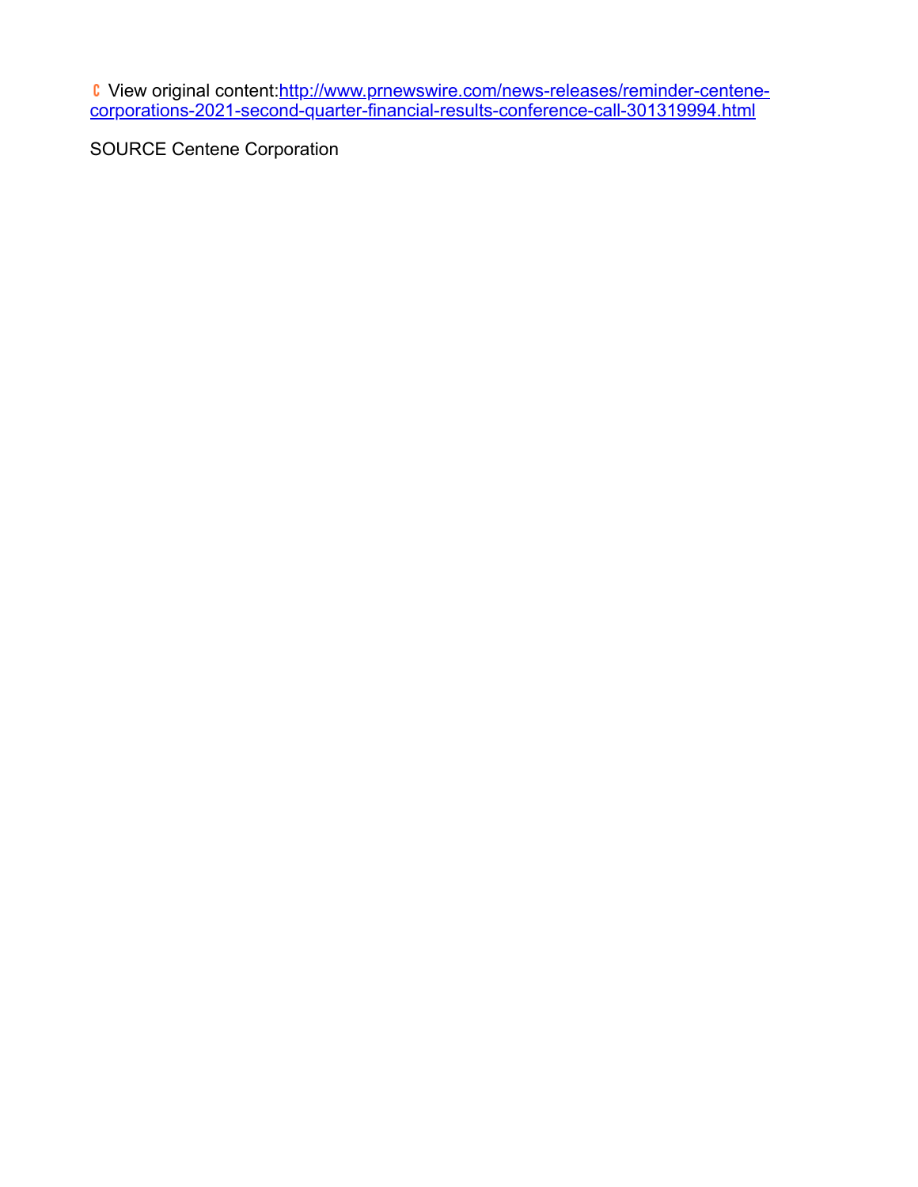View original content:http://www.prnewswire.com/news-releases/reminder-centene-corporations-2021-second-quarter-financial-results-conference-call-301319994.html

SOURCE Centene Corporation